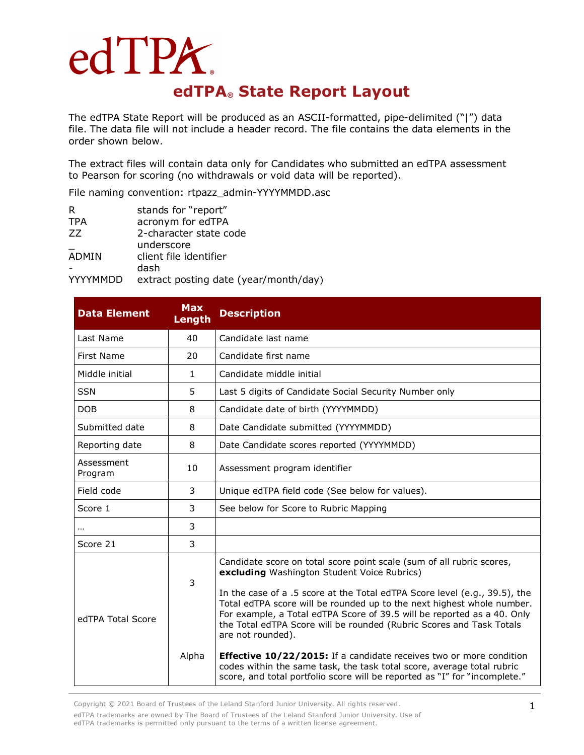# edTPA

## edTPA® State Report Layout

The edTPA State Report will be produced as an ASCII-formatted, pipe-delimited ("|") data file. The data file will not include a header record. The file contains the data elements in the order shown below.

The extract files will contain data only for Candidates who submitted an edTPA assessment to Pearson for scoring (no withdrawals or void data will be reported).

File naming convention: rtpazz_admin-YYYYMMDD.asc

| | |
|---|---|
| R | stands for "report" |
| TPA | acronym for edTPA |
| ZZ | 2-character state code |
| _ | underscore |
| ADMIN | client file identifier |
| - | dash |
| YYYYMMDD | extract posting date (year/month/day) |

| Data Element | Max Length | Description |
|---|---|---|
| Last Name | 40 | Candidate last name |
| First Name | 20 | Candidate first name |
| Middle initial | 1 | Candidate middle initial |
| SSN | 5 | Last 5 digits of Candidate Social Security Number only |
| DOB | 8 | Candidate date of birth (YYYYMMDD) |
| Submitted date | 8 | Date Candidate submitted (YYYYMMDD) |
| Reporting date | 8 | Date Candidate scores reported (YYYYMMDD) |
| Assessment Program | 10 | Assessment program identifier |
| Field code | 3 | Unique edTPA field code (See below for values). |
| Score 1 | 3 | See below for Score to Rubric Mapping |
| … | 3 | |
| Score 21 | 3 | |
| edTPA Total Score | 3<br><br>Alpha | Candidate score on total score point scale (sum of all rubric scores, **excluding** Washington Student Voice Rubrics)<br><br>In the case of a .5 score at the Total edTPA Score level (e.g., 39.5), the Total edTPA score will be rounded up to the next highest whole number. For example, a Total edTPA Score of 39.5 will be reported as a 40. Only the Total edTPA Score will be rounded (Rubric Scores and Task Totals are not rounded).<br><br>**Effective 10/22/2015:** If a candidate receives two or more condition codes within the same task, the task total score, average total rubric score, and total portfolio score will be reported as "I" for "incomplete." |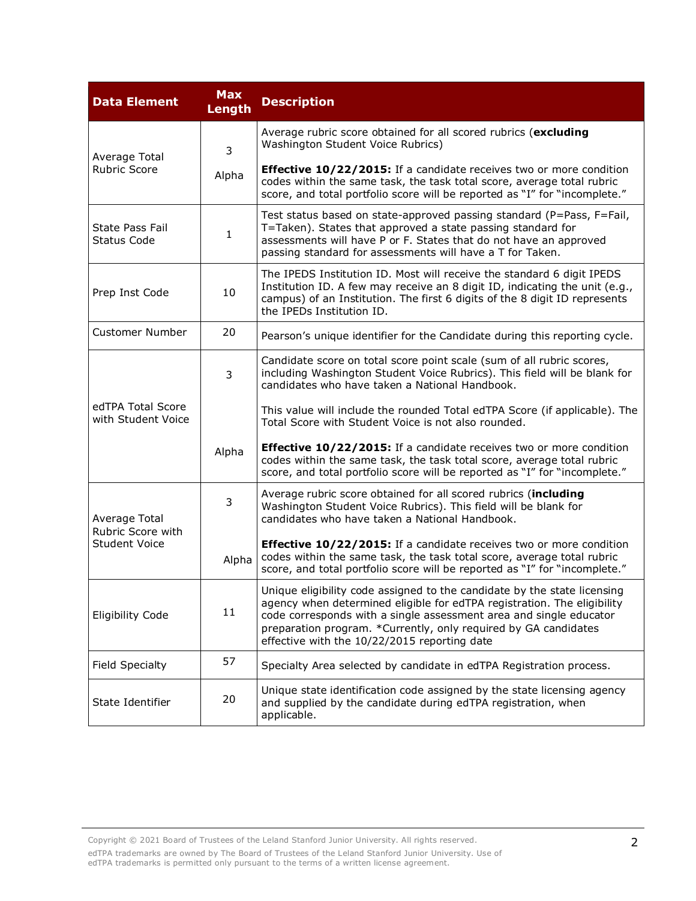| Data Element | Max Length | Description |
|---|---|---|
| Average Total Rubric Score | 3 Alpha | Average rubric score obtained for all scored rubrics (**excluding** Washington Student Voice Rubrics)<br><br>**Effective 10/22/2015:** If a candidate receives two or more condition codes within the same task, the task total score, average total rubric score, and total portfolio score will be reported as "I" for "incomplete." |
| State Pass Fail Status Code | 1 | Test status based on state-approved passing standard (P=Pass, F=Fail, T=Taken). States that approved a state passing standard for assessments will have P or F. States that do not have an approved passing standard for assessments will have a T for Taken. |
| Prep Inst Code | 10 | The IPEDS Institution ID. Most will receive the standard 6 digit IPEDS Institution ID. A few may receive an 8 digit ID, indicating the unit (e.g., campus) of an Institution. The first 6 digits of the 8 digit ID represents the IPEDs Institution ID. |
| Customer Number | 20 | Pearson's unique identifier for the Candidate during this reporting cycle. |
| edTPA Total Score with Student Voice | 3 Alpha | Candidate score on total score point scale (sum of all rubric scores, including Washington Student Voice Rubrics). This field will be blank for candidates who have taken a National Handbook.<br><br>This value will include the rounded Total edTPA Score (if applicable). The Total Score with Student Voice is not also rounded.<br><br>**Effective 10/22/2015:** If a candidate receives two or more condition codes within the same task, the task total score, average total rubric score, and total portfolio score will be reported as "I" for "incomplete." |
| Average Total Rubric Score with Student Voice | 3 Alpha | Average rubric score obtained for all scored rubrics (**including** Washington Student Voice Rubrics). This field will be blank for candidates who have taken a National Handbook.<br><br>**Effective 10/22/2015:** If a candidate receives two or more condition codes within the same task, the task total score, average total rubric score, and total portfolio score will be reported as "I" for "incomplete." |
| Eligibility Code | 11 | Unique eligibility code assigned to the candidate by the state licensing agency when determined eligible for edTPA registration. The eligibility code corresponds with a single assessment area and single educator preparation program. *Currently, only required by GA candidates effective with the 10/22/2015 reporting date |
| Field Specialty | 57 | Specialty Area selected by candidate in edTPA Registration process. |
| State Identifier | 20 | Unique state identification code assigned by the state licensing agency and supplied by the candidate during edTPA registration, when applicable. |

Copyright © 2021 Board of Trustees of the Leland Stanford Junior University. All rights reserved.

edTPA trademarks are owned by The Board of Trustees of the Leland Stanford Junior University. Use of edTPA trademarks is permitted only pursuant to the terms of a written license agreement.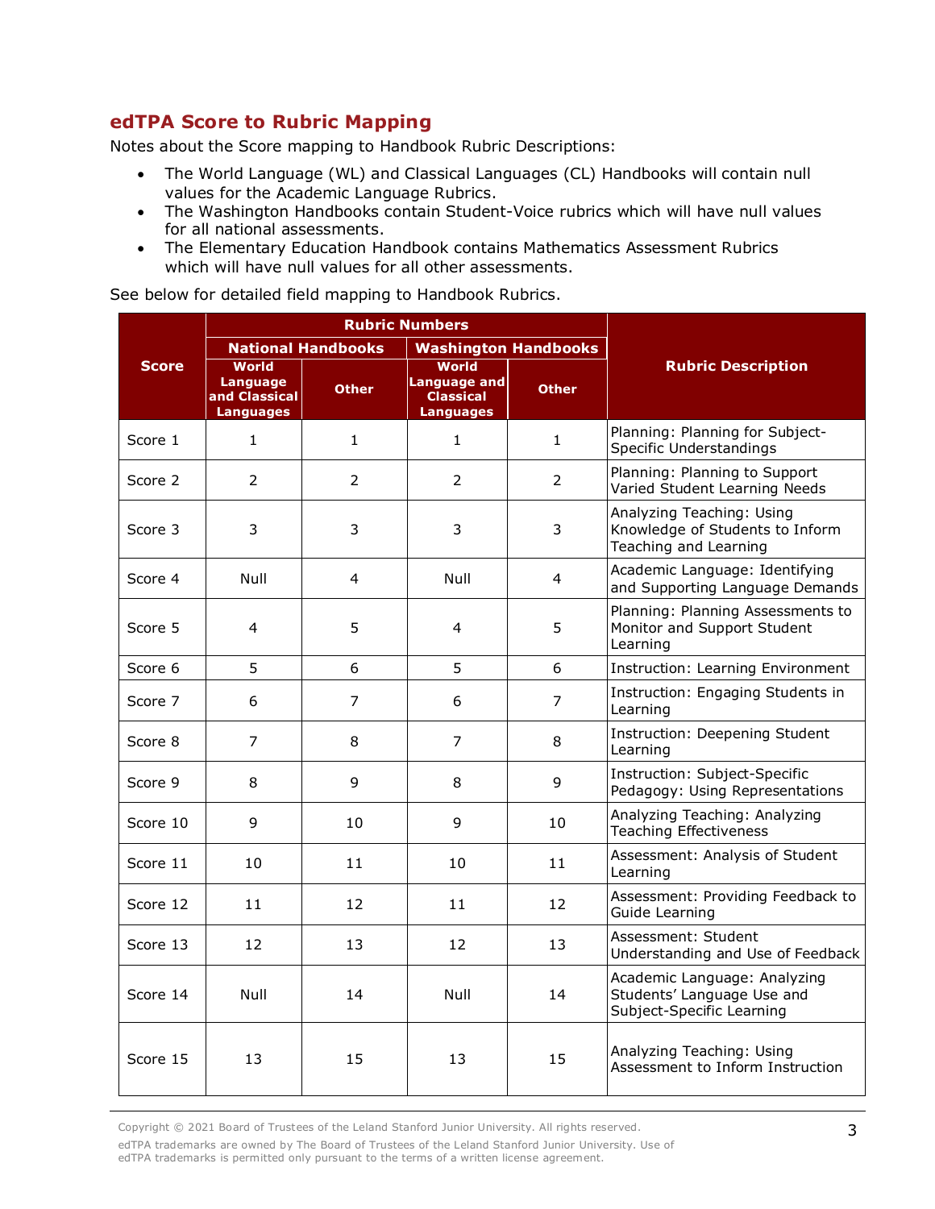## edTPA Score to Rubric Mapping

Notes about the Score mapping to Handbook Rubric Descriptions:

- The World Language (WL) and Classical Languages (CL) Handbooks will contain null values for the Academic Language Rubrics.
- The Washington Handbooks contain Student-Voice rubrics which will have null values for all national assessments.
- The Elementary Education Handbook contains Mathematics Assessment Rubrics which will have null values for all other assessments.

See below for detailed field mapping to Handbook Rubrics.

| Score | Rubric Numbers | | | | Rubric Description |
|---|---|---|---|---|---|
| | National Handbooks | | Washington Handbooks | | |
| | World Language and Classical Languages | Other | World Language and Classical Languages | Other | |
| Score 1 | 1 | 1 | 1 | 1 | Planning: Planning for Subject-Specific Understandings |
| Score 2 | 2 | 2 | 2 | 2 | Planning: Planning to Support Varied Student Learning Needs |
| Score 3 | 3 | 3 | 3 | 3 | Analyzing Teaching: Using Knowledge of Students to Inform Teaching and Learning |
| Score 4 | Null | 4 | Null | 4 | Academic Language: Identifying and Supporting Language Demands |
| Score 5 | 4 | 5 | 4 | 5 | Planning: Planning Assessments to Monitor and Support Student Learning |
| Score 6 | 5 | 6 | 5 | 6 | Instruction: Learning Environment |
| Score 7 | 6 | 7 | 6 | 7 | Instruction: Engaging Students in Learning |
| Score 8 | 7 | 8 | 7 | 8 | Instruction: Deepening Student Learning |
| Score 9 | 8 | 9 | 8 | 9 | Instruction: Subject-Specific Pedagogy: Using Representations |
| Score 10 | 9 | 10 | 9 | 10 | Analyzing Teaching: Analyzing Teaching Effectiveness |
| Score 11 | 10 | 11 | 10 | 11 | Assessment: Analysis of Student Learning |
| Score 12 | 11 | 12 | 11 | 12 | Assessment: Providing Feedback to Guide Learning |
| Score 13 | 12 | 13 | 12 | 13 | Assessment: Student Understanding and Use of Feedback |
| Score 14 | Null | 14 | Null | 14 | Academic Language: Analyzing Students' Language Use and Subject-Specific Learning |
| Score 15 | 13 | 15 | 13 | 15 | Analyzing Teaching: Using Assessment to Inform Instruction |

Copyright © 2021 Board of Trustees of the Leland Stanford Junior University. All rights reserved.

edTPA trademarks are owned by The Board of Trustees of the Leland Stanford Junior University. Use of edTPA trademarks is permitted only pursuant to the terms of a written license agreement.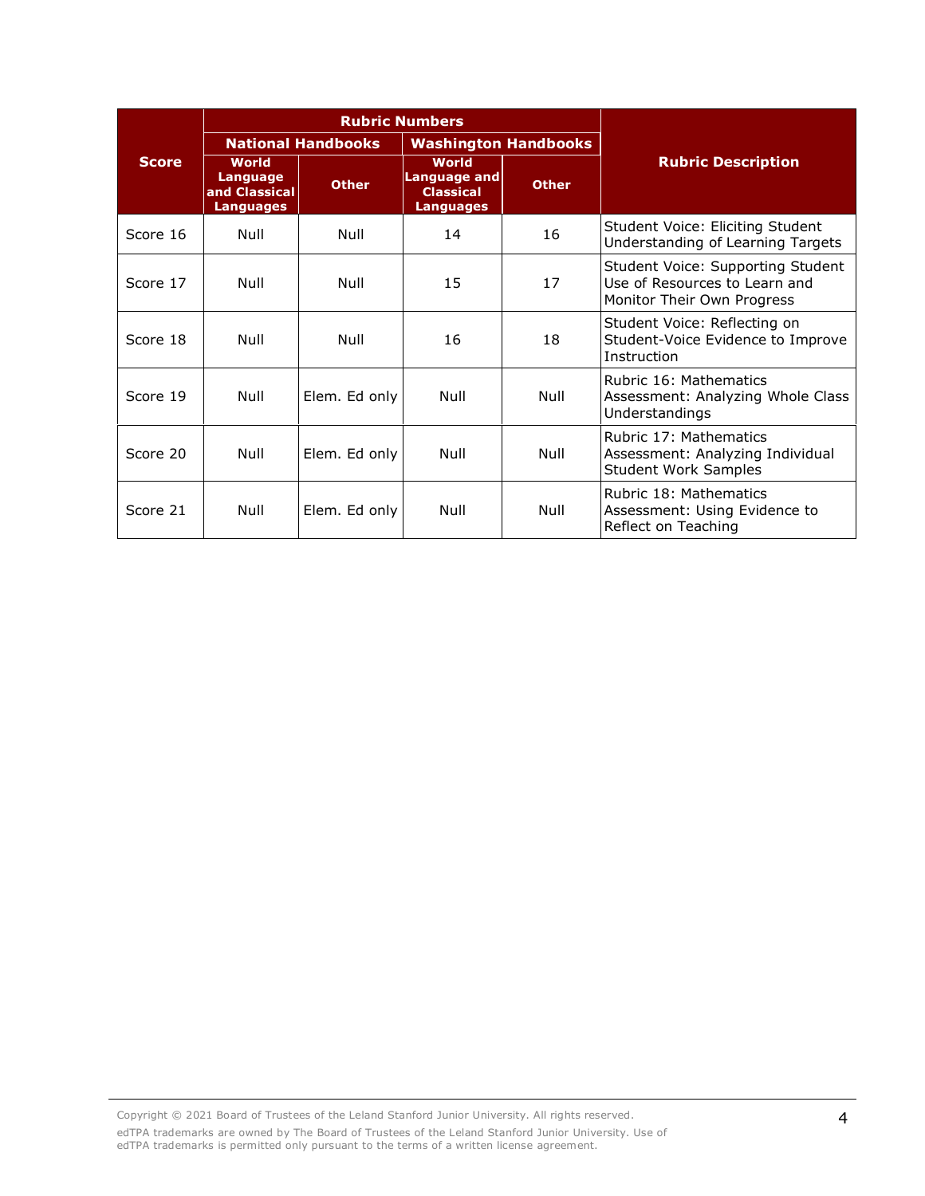| Score | Rubric Numbers | | | | Rubric Description |
|---|---|---|---|---|---|
| | National Handbooks | | Washington Handbooks | | |
| | World Language and Classical Languages | Other | World Language and Classical Languages | Other | |
| Score 16 | Null | Null | 14 | 16 | Student Voice: Eliciting Student Understanding of Learning Targets |
| Score 17 | Null | Null | 15 | 17 | Student Voice: Supporting Student Use of Resources to Learn and Monitor Their Own Progress |
| Score 18 | Null | Null | 16 | 18 | Student Voice: Reflecting on Student-Voice Evidence to Improve Instruction |
| Score 19 | Null | Elem. Ed only | Null | Null | Rubric 16: Mathematics Assessment: Analyzing Whole Class Understandings |
| Score 20 | Null | Elem. Ed only | Null | Null | Rubric 17: Mathematics Assessment: Analyzing Individual Student Work Samples |
| Score 21 | Null | Elem. Ed only | Null | Null | Rubric 18: Mathematics Assessment: Using Evidence to Reflect on Teaching |

Copyright © 2021 Board of Trustees of the Leland Stanford Junior University. All rights reserved.

edTPA trademarks are owned by The Board of Trustees of the Leland Stanford Junior University. Use of edTPA trademarks is permitted only pursuant to the terms of a written license agreement.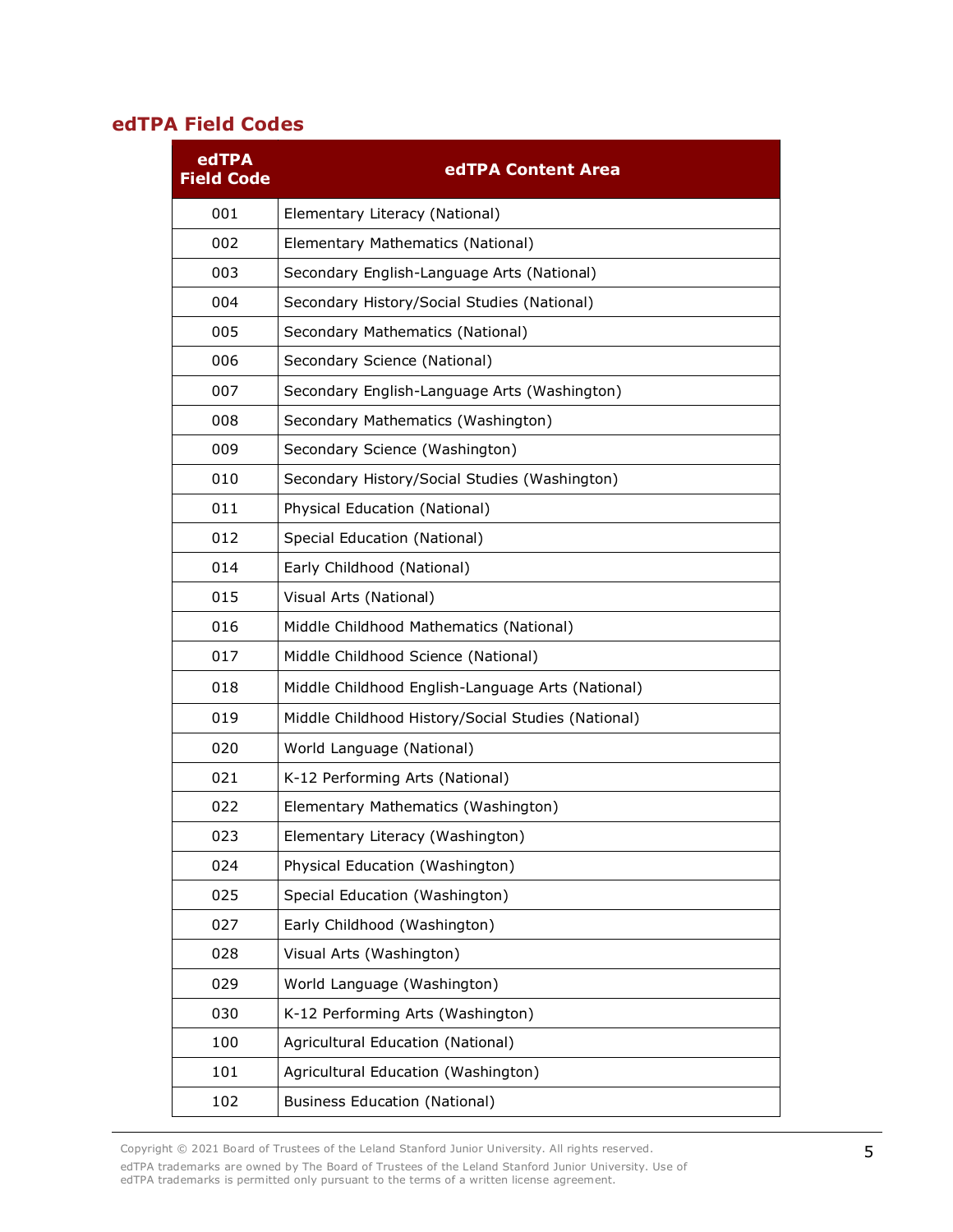## edTPA Field Codes

| edTPA Field Code | edTPA Content Area |
|---|---|
| 001 | Elementary Literacy (National) |
| 002 | Elementary Mathematics (National) |
| 003 | Secondary English-Language Arts (National) |
| 004 | Secondary History/Social Studies (National) |
| 005 | Secondary Mathematics (National) |
| 006 | Secondary Science (National) |
| 007 | Secondary English-Language Arts (Washington) |
| 008 | Secondary Mathematics (Washington) |
| 009 | Secondary Science (Washington) |
| 010 | Secondary History/Social Studies (Washington) |
| 011 | Physical Education (National) |
| 012 | Special Education (National) |
| 014 | Early Childhood (National) |
| 015 | Visual Arts (National) |
| 016 | Middle Childhood Mathematics (National) |
| 017 | Middle Childhood Science (National) |
| 018 | Middle Childhood English-Language Arts (National) |
| 019 | Middle Childhood History/Social Studies (National) |
| 020 | World Language (National) |
| 021 | K-12 Performing Arts (National) |
| 022 | Elementary Mathematics (Washington) |
| 023 | Elementary Literacy (Washington) |
| 024 | Physical Education (Washington) |
| 025 | Special Education (Washington) |
| 027 | Early Childhood (Washington) |
| 028 | Visual Arts (Washington) |
| 029 | World Language (Washington) |
| 030 | K-12 Performing Arts (Washington) |
| 100 | Agricultural Education (National) |
| 101 | Agricultural Education (Washington) |
| 102 | Business Education (National) |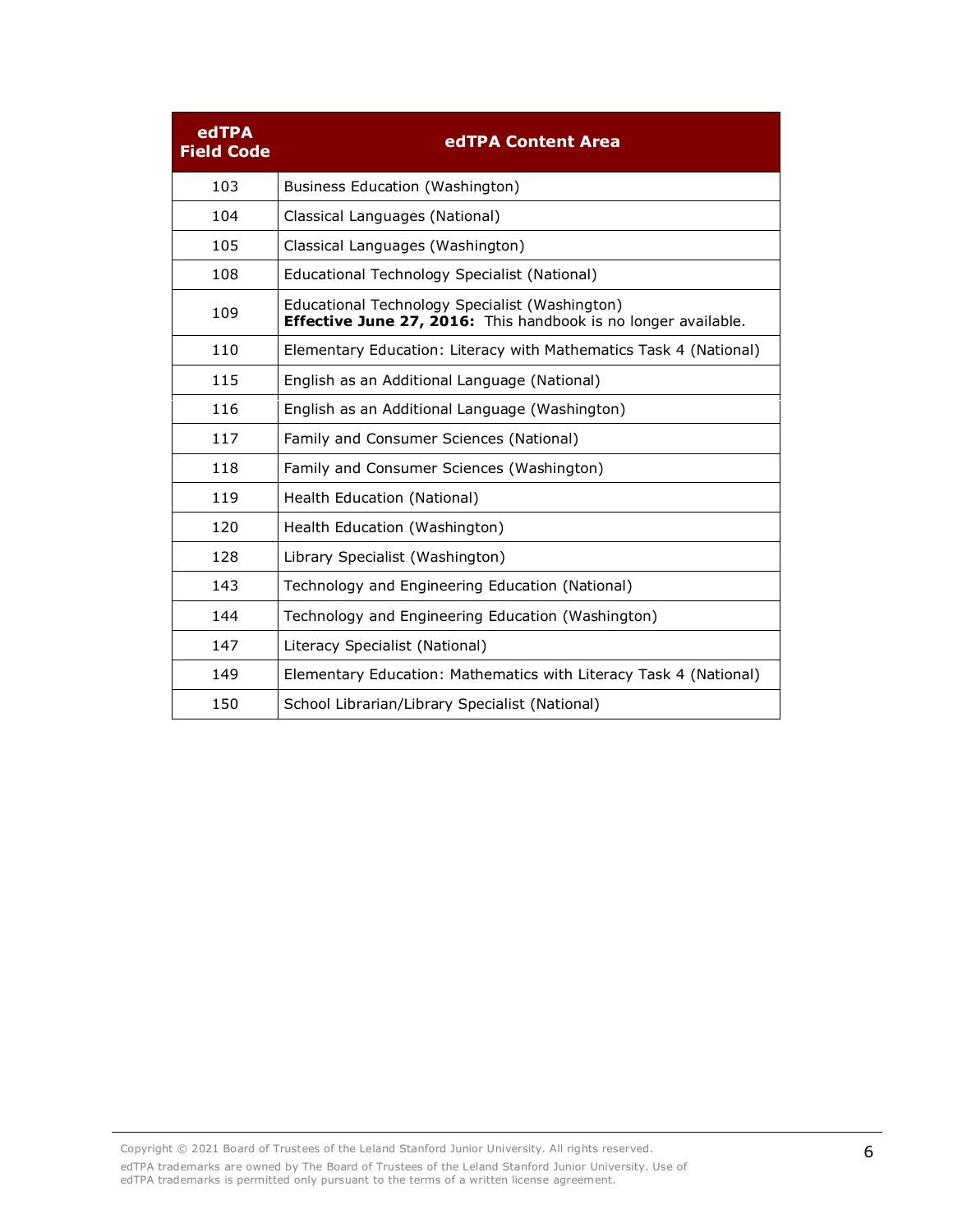| edTPA Field Code | edTPA Content Area |
|---|---|
| 103 | Business Education (Washington) |
| 104 | Classical Languages (National) |
| 105 | Classical Languages (Washington) |
| 108 | Educational Technology Specialist (National) |
| 109 | Educational Technology Specialist (Washington) **Effective June 27, 2016:** This handbook is no longer available. |
| 110 | Elementary Education: Literacy with Mathematics Task 4 (National) |
| 115 | English as an Additional Language (National) |
| 116 | English as an Additional Language (Washington) |
| 117 | Family and Consumer Sciences (National) |
| 118 | Family and Consumer Sciences (Washington) |
| 119 | Health Education (National) |
| 120 | Health Education (Washington) |
| 128 | Library Specialist (Washington) |
| 143 | Technology and Engineering Education (National) |
| 144 | Technology and Engineering Education (Washington) |
| 147 | Literacy Specialist (National) |
| 149 | Elementary Education: Mathematics with Literacy Task 4 (National) |
| 150 | School Librarian/Library Specialist (National) |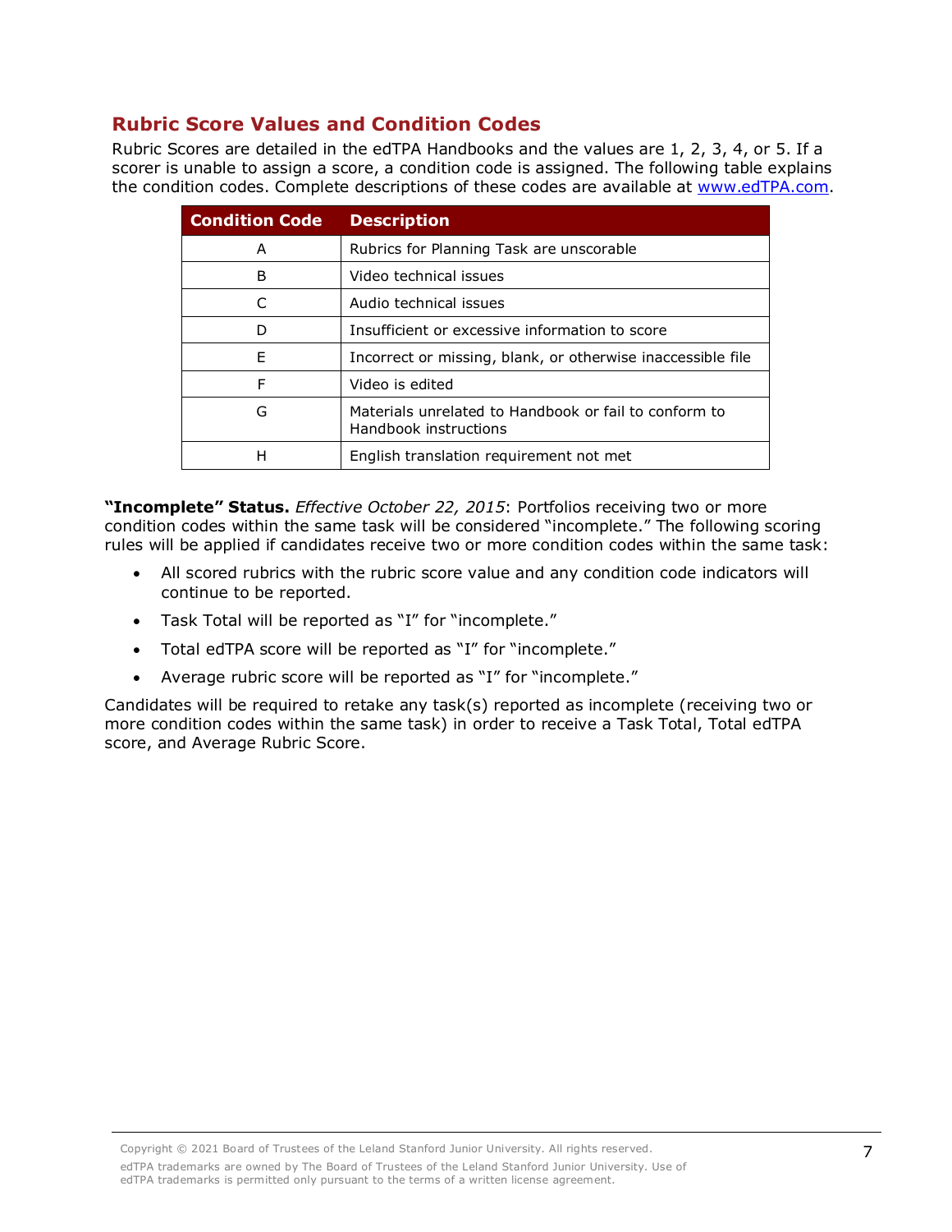## Rubric Score Values and Condition Codes

Rubric Scores are detailed in the edTPA Handbooks and the values are 1, 2, 3, 4, or 5. If a scorer is unable to assign a score, a condition code is assigned. The following table explains the condition codes. Complete descriptions of these codes are available at www.edTPA.com.

| Condition Code | Description |
|---|---|
| A | Rubrics for Planning Task are unscorable |
| B | Video technical issues |
| C | Audio technical issues |
| D | Insufficient or excessive information to score |
| E | Incorrect or missing, blank, or otherwise inaccessible file |
| F | Video is edited |
| G | Materials unrelated to Handbook or fail to conform to Handbook instructions |
| H | English translation requirement not met |

**"Incomplete" Status.** *Effective October 22, 2015*: Portfolios receiving two or more condition codes within the same task will be considered "incomplete." The following scoring rules will be applied if candidates receive two or more condition codes within the same task:

- All scored rubrics with the rubric score value and any condition code indicators will continue to be reported.
- Task Total will be reported as "I" for "incomplete."
- Total edTPA score will be reported as "I" for "incomplete."
- Average rubric score will be reported as "I" for "incomplete."

Candidates will be required to retake any task(s) reported as incomplete (receiving two or more condition codes within the same task) in order to receive a Task Total, Total edTPA score, and Average Rubric Score.

Copyright © 2021 Board of Trustees of the Leland Stanford Junior University. All rights reserved.

edTPA trademarks are owned by The Board of Trustees of the Leland Stanford Junior University. Use of edTPA trademarks is permitted only pursuant to the terms of a written license agreement.